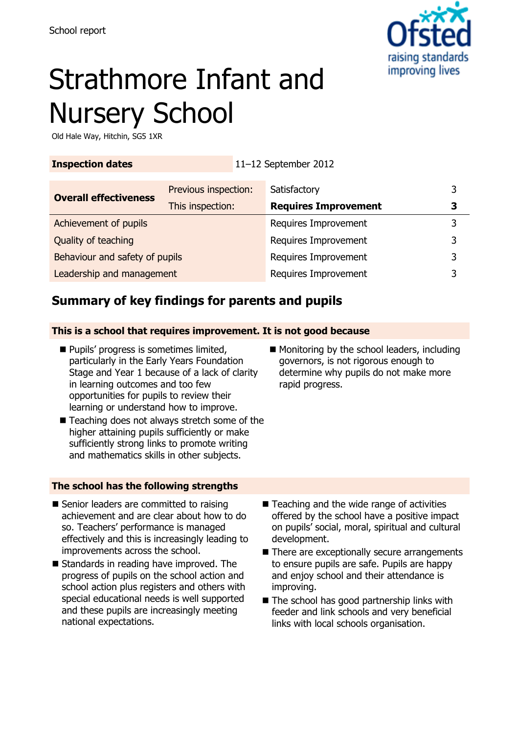School report

# Strathmore Infant and Nursery School

Old Hale Way, Hitchin, SG5 1XR

| **Inspection dates** | | 11–12 September 2012 | |
|---|---|---|---|
| **Overall effectiveness** | Previous inspection: | Satisfactory | 3 |
| | This inspection: | **Requires Improvement** | **3** |
| Achievement of pupils | | Requires Improvement | 3 |
| Quality of teaching | | Requires Improvement | 3 |
| Behaviour and safety of pupils | | Requires Improvement | 3 |
| Leadership and management | | Requires Improvement | 3 |

## Summary of key findings for parents and pupils

### This is a school that requires improvement. It is not good because

- Pupils' progress is sometimes limited, particularly in the Early Years Foundation Stage and Year 1 because of a lack of clarity in learning outcomes and too few opportunities for pupils to review their learning or understand how to improve.
- Teaching does not always stretch some of the higher attaining pupils sufficiently or make sufficiently strong links to promote writing and mathematics skills in other subjects.
- Monitoring by the school leaders, including governors, is not rigorous enough to determine why pupils do not make more rapid progress.

### The school has the following strengths

- Senior leaders are committed to raising achievement and are clear about how to do so. Teachers' performance is managed effectively and this is increasingly leading to improvements across the school.
- Standards in reading have improved. The progress of pupils on the school action and school action plus registers and others with special educational needs is well supported and these pupils are increasingly meeting national expectations.
- Teaching and the wide range of activities offered by the school have a positive impact on pupils' social, moral, spiritual and cultural development.
- There are exceptionally secure arrangements to ensure pupils are safe. Pupils are happy and enjoy school and their attendance is improving.
- The school has good partnership links with feeder and link schools and very beneficial links with local schools organisation.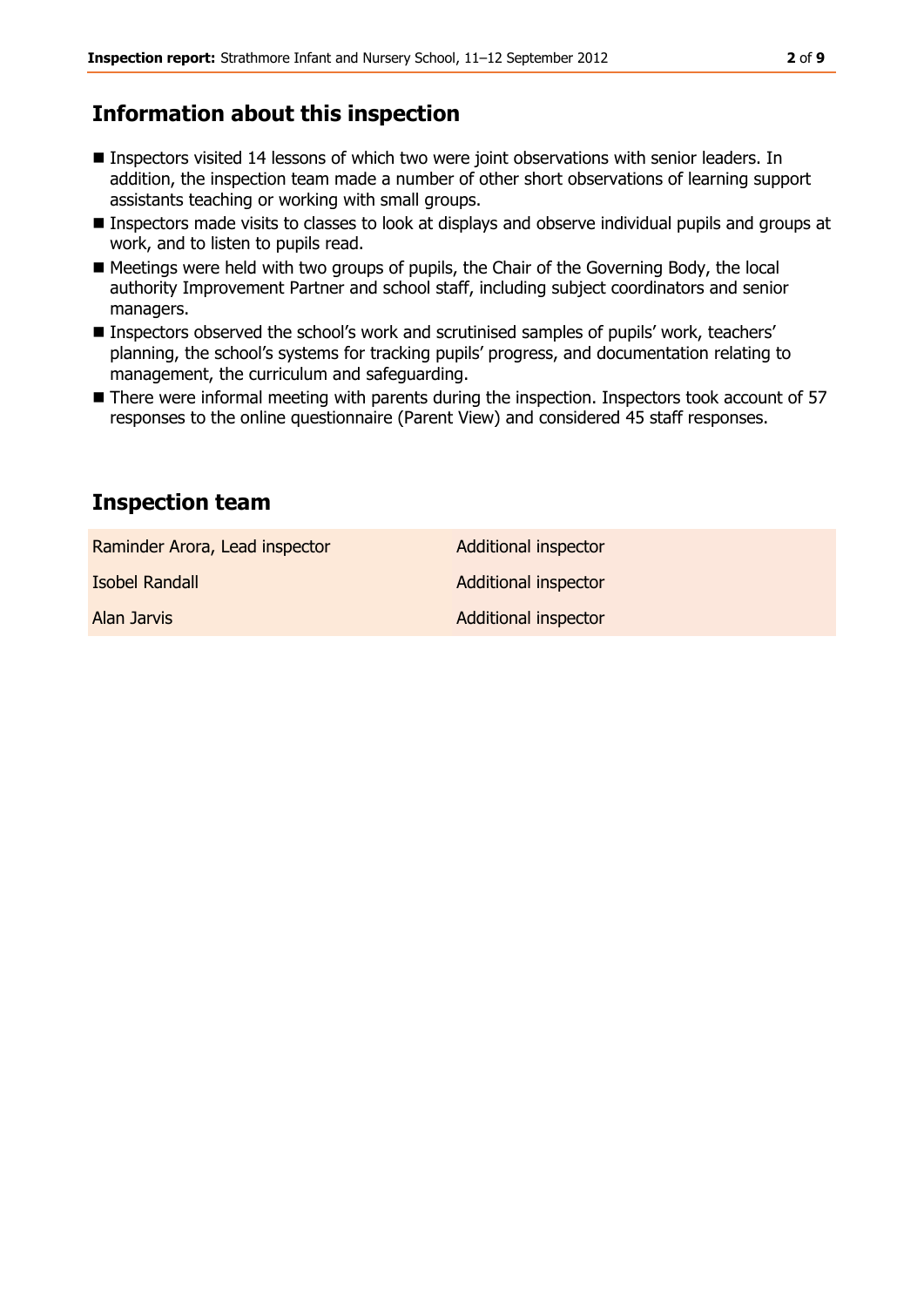## Information about this inspection

- Inspectors visited 14 lessons of which two were joint observations with senior leaders. In addition, the inspection team made a number of other short observations of learning support assistants teaching or working with small groups.
- Inspectors made visits to classes to look at displays and observe individual pupils and groups at work, and to listen to pupils read.
- Meetings were held with two groups of pupils, the Chair of the Governing Body, the local authority Improvement Partner and school staff, including subject coordinators and senior managers.
- Inspectors observed the school's work and scrutinised samples of pupils' work, teachers' planning, the school's systems for tracking pupils' progress, and documentation relating to management, the curriculum and safeguarding.
- There were informal meeting with parents during the inspection. Inspectors took account of 57 responses to the online questionnaire (Parent View) and considered 45 staff responses.

## Inspection team

| | |
|---|---|
| Raminder Arora, Lead inspector | Additional inspector |
| Isobel Randall | Additional inspector |
| Alan Jarvis | Additional inspector |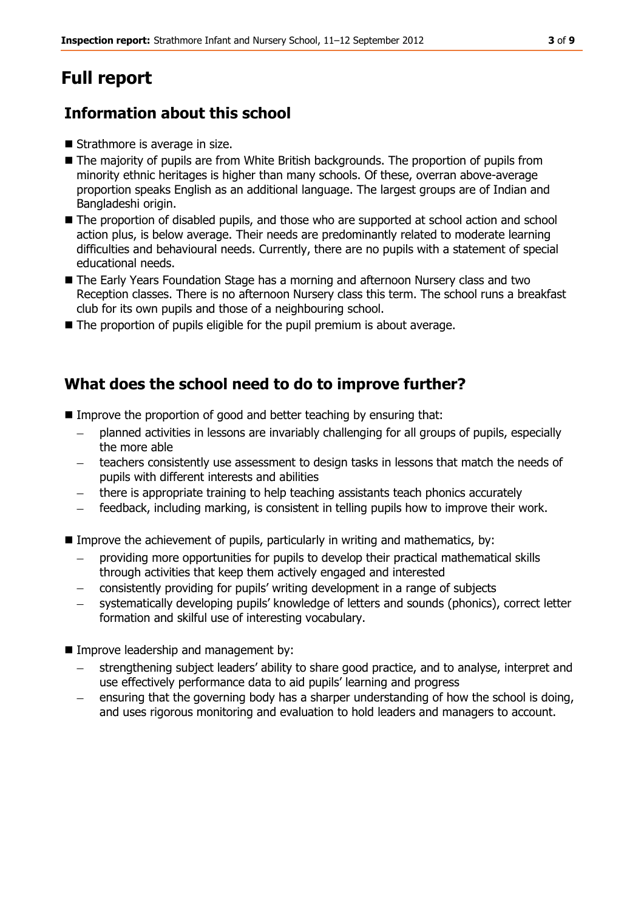# Full report

## Information about this school

- Strathmore is average in size.
- The majority of pupils are from White British backgrounds. The proportion of pupils from minority ethnic heritages is higher than many schools. Of these, overran above-average proportion speaks English as an additional language. The largest groups are of Indian and Bangladeshi origin.
- The proportion of disabled pupils, and those who are supported at school action and school action plus, is below average. Their needs are predominantly related to moderate learning difficulties and behavioural needs. Currently, there are no pupils with a statement of special educational needs.
- The Early Years Foundation Stage has a morning and afternoon Nursery class and two Reception classes. There is no afternoon Nursery class this term. The school runs a breakfast club for its own pupils and those of a neighbouring school.
- The proportion of pupils eligible for the pupil premium is about average.

## What does the school need to do to improve further?

- Improve the proportion of good and better teaching by ensuring that:
  - planned activities in lessons are invariably challenging for all groups of pupils, especially the more able
  - teachers consistently use assessment to design tasks in lessons that match the needs of pupils with different interests and abilities
  - there is appropriate training to help teaching assistants teach phonics accurately
  - feedback, including marking, is consistent in telling pupils how to improve their work.
- Improve the achievement of pupils, particularly in writing and mathematics, by:
  - providing more opportunities for pupils to develop their practical mathematical skills through activities that keep them actively engaged and interested
  - consistently providing for pupils' writing development in a range of subjects
  - systematically developing pupils' knowledge of letters and sounds (phonics), correct letter formation and skilful use of interesting vocabulary.
- Improve leadership and management by:
  - strengthening subject leaders' ability to share good practice, and to analyse, interpret and use effectively performance data to aid pupils' learning and progress
  - ensuring that the governing body has a sharper understanding of how the school is doing, and uses rigorous monitoring and evaluation to hold leaders and managers to account.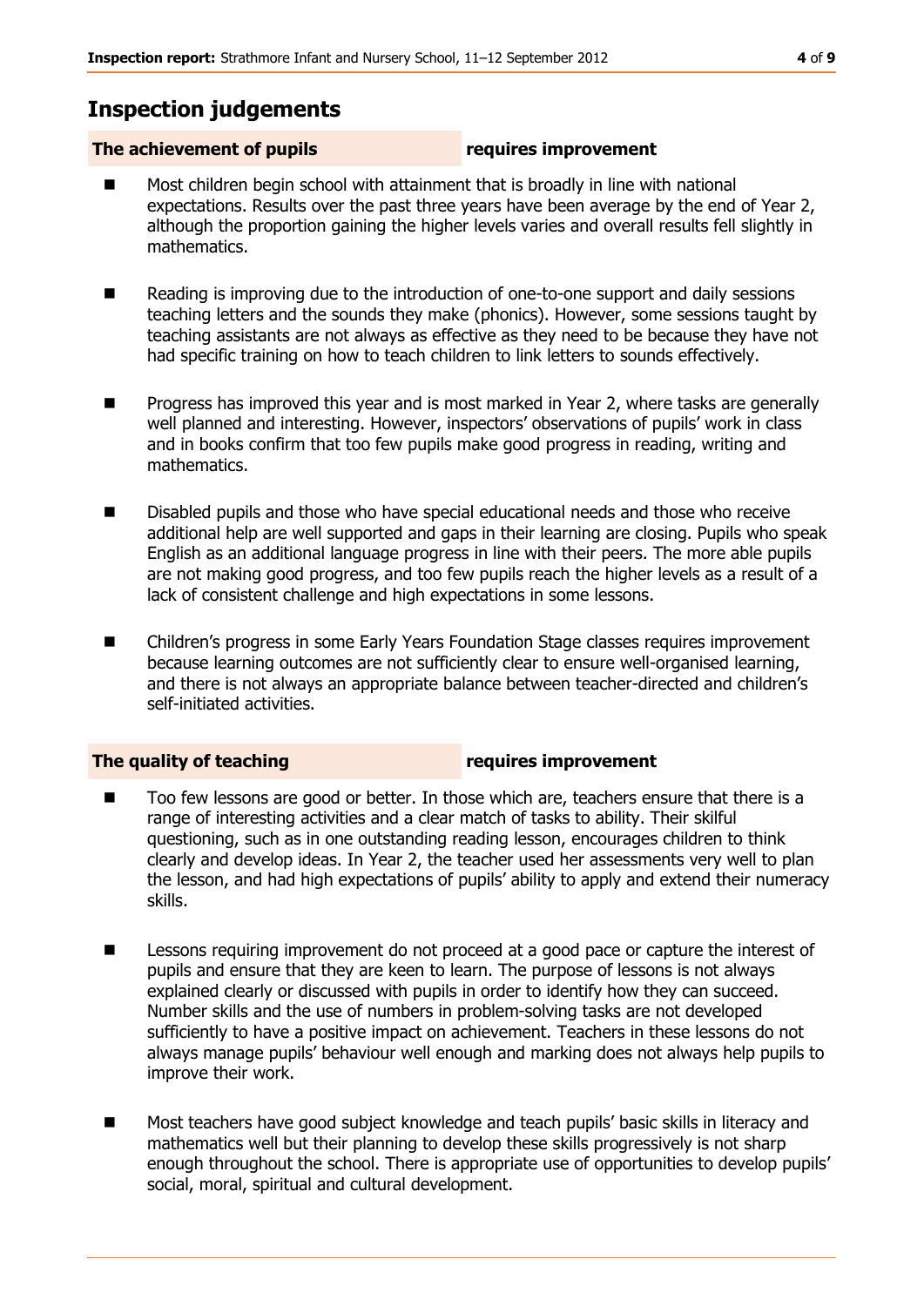## Inspection judgements

| The achievement of pupils | requires improvement |
| --- | --- |

- Most children begin school with attainment that is broadly in line with national expectations. Results over the past three years have been average by the end of Year 2, although the proportion gaining the higher levels varies and overall results fell slightly in mathematics.
- Reading is improving due to the introduction of one-to-one support and daily sessions teaching letters and the sounds they make (phonics). However, some sessions taught by teaching assistants are not always as effective as they need to be because they have not had specific training on how to teach children to link letters to sounds effectively.
- Progress has improved this year and is most marked in Year 2, where tasks are generally well planned and interesting. However, inspectors' observations of pupils' work in class and in books confirm that too few pupils make good progress in reading, writing and mathematics.
- Disabled pupils and those who have special educational needs and those who receive additional help are well supported and gaps in their learning are closing. Pupils who speak English as an additional language progress in line with their peers. The more able pupils are not making good progress, and too few pupils reach the higher levels as a result of a lack of consistent challenge and high expectations in some lessons.
- Children's progress in some Early Years Foundation Stage classes requires improvement because learning outcomes are not sufficiently clear to ensure well-organised learning, and there is not always an appropriate balance between teacher-directed and children's self-initiated activities.

| The quality of teaching | requires improvement |
| --- | --- |

- Too few lessons are good or better. In those which are, teachers ensure that there is a range of interesting activities and a clear match of tasks to ability. Their skilful questioning, such as in one outstanding reading lesson, encourages children to think clearly and develop ideas. In Year 2, the teacher used her assessments very well to plan the lesson, and had high expectations of pupils' ability to apply and extend their numeracy skills.
- Lessons requiring improvement do not proceed at a good pace or capture the interest of pupils and ensure that they are keen to learn. The purpose of lessons is not always explained clearly or discussed with pupils in order to identify how they can succeed. Number skills and the use of numbers in problem-solving tasks are not developed sufficiently to have a positive impact on achievement. Teachers in these lessons do not always manage pupils' behaviour well enough and marking does not always help pupils to improve their work.
- Most teachers have good subject knowledge and teach pupils' basic skills in literacy and mathematics well but their planning to develop these skills progressively is not sharp enough throughout the school. There is appropriate use of opportunities to develop pupils' social, moral, spiritual and cultural development.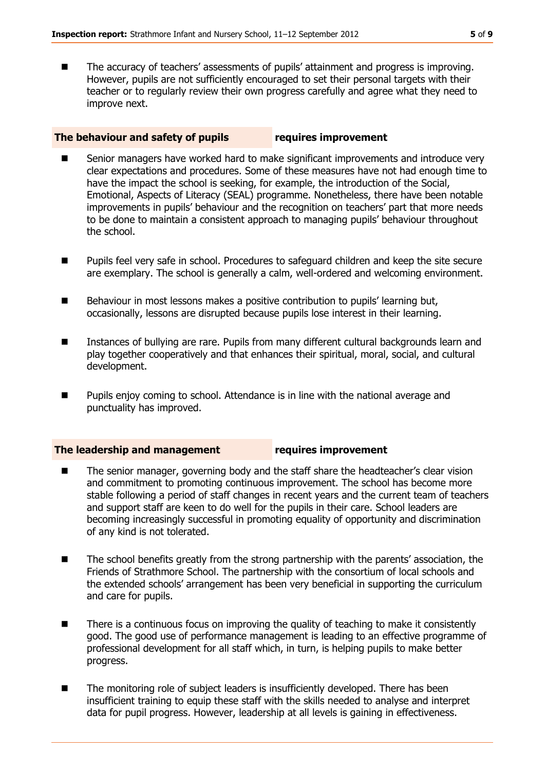- The accuracy of teachers' assessments of pupils' attainment and progress is improving. However, pupils are not sufficiently encouraged to set their personal targets with their teacher or to regularly review their own progress carefully and agree what they need to improve next.

## The behaviour and safety of pupils — requires improvement

- Senior managers have worked hard to make significant improvements and introduce very clear expectations and procedures. Some of these measures have not had enough time to have the impact the school is seeking, for example, the introduction of the Social, Emotional, Aspects of Literacy (SEAL) programme. Nonetheless, there have been notable improvements in pupils' behaviour and the recognition on teachers' part that more needs to be done to maintain a consistent approach to managing pupils' behaviour throughout the school.
- Pupils feel very safe in school. Procedures to safeguard children and keep the site secure are exemplary. The school is generally a calm, well-ordered and welcoming environment.
- Behaviour in most lessons makes a positive contribution to pupils' learning but, occasionally, lessons are disrupted because pupils lose interest in their learning.
- Instances of bullying are rare. Pupils from many different cultural backgrounds learn and play together cooperatively and that enhances their spiritual, moral, social, and cultural development.
- Pupils enjoy coming to school. Attendance is in line with the national average and punctuality has improved.

## The leadership and management — requires improvement

- The senior manager, governing body and the staff share the headteacher's clear vision and commitment to promoting continuous improvement. The school has become more stable following a period of staff changes in recent years and the current team of teachers and support staff are keen to do well for the pupils in their care. School leaders are becoming increasingly successful in promoting equality of opportunity and discrimination of any kind is not tolerated.
- The school benefits greatly from the strong partnership with the parents' association, the Friends of Strathmore School. The partnership with the consortium of local schools and the extended schools' arrangement has been very beneficial in supporting the curriculum and care for pupils.
- There is a continuous focus on improving the quality of teaching to make it consistently good. The good use of performance management is leading to an effective programme of professional development for all staff which, in turn, is helping pupils to make better progress.
- The monitoring role of subject leaders is insufficiently developed. There has been insufficient training to equip these staff with the skills needed to analyse and interpret data for pupil progress. However, leadership at all levels is gaining in effectiveness.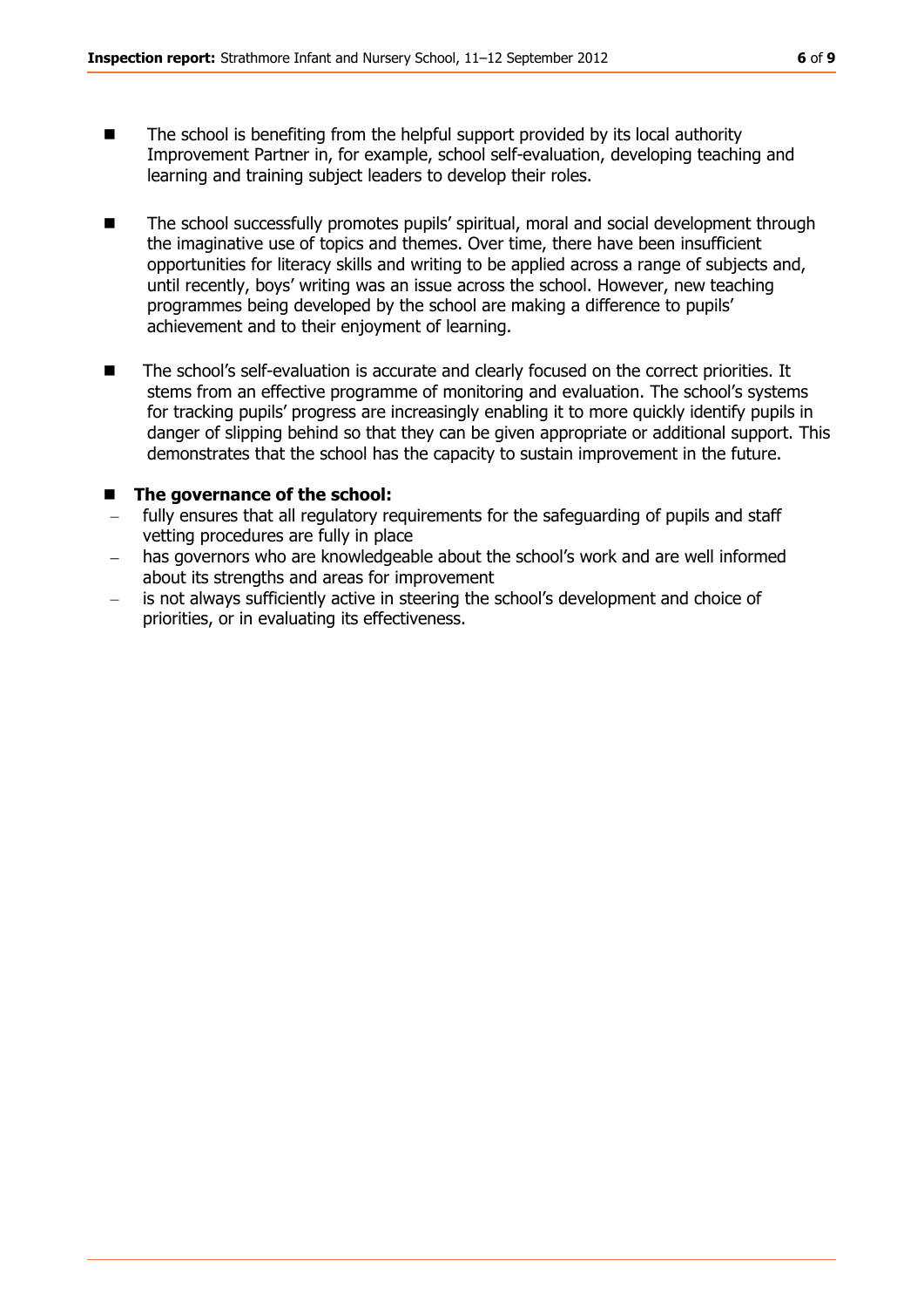- The school is benefiting from the helpful support provided by its local authority Improvement Partner in, for example, school self-evaluation, developing teaching and learning and training subject leaders to develop their roles.

- The school successfully promotes pupils' spiritual, moral and social development through the imaginative use of topics and themes. Over time, there have been insufficient opportunities for literacy skills and writing to be applied across a range of subjects and, until recently, boys' writing was an issue across the school. However, new teaching programmes being developed by the school are making a difference to pupils' achievement and to their enjoyment of learning.

- The school's self-evaluation is accurate and clearly focused on the correct priorities. It stems from an effective programme of monitoring and evaluation. The school's systems for tracking pupils' progress are increasingly enabling it to more quickly identify pupils in danger of slipping behind so that they can be given appropriate or additional support. This demonstrates that the school has the capacity to sustain improvement in the future.

- **The governance of the school:**
  - fully ensures that all regulatory requirements for the safeguarding of pupils and staff vetting procedures are fully in place
  - has governors who are knowledgeable about the school's work and are well informed about its strengths and areas for improvement
  - is not always sufficiently active in steering the school's development and choice of priorities, or in evaluating its effectiveness.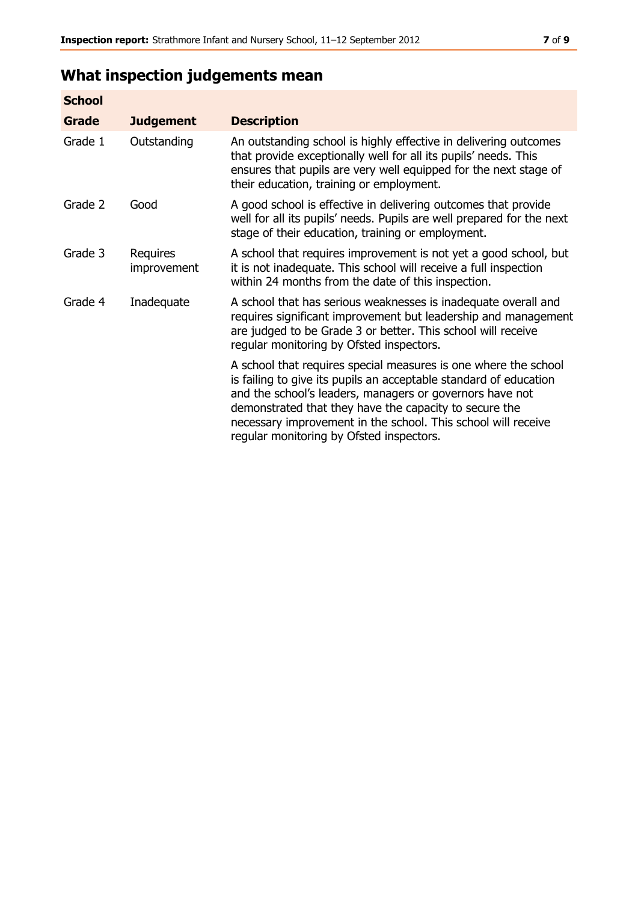## What inspection judgements mean

| School | | |
|---|---|---|
| **Grade** | **Judgement** | **Description** |
| Grade 1 | Outstanding | An outstanding school is highly effective in delivering outcomes that provide exceptionally well for all its pupils' needs. This ensures that pupils are very well equipped for the next stage of their education, training or employment. |
| Grade 2 | Good | A good school is effective in delivering outcomes that provide well for all its pupils' needs. Pupils are well prepared for the next stage of their education, training or employment. |
| Grade 3 | Requires improvement | A school that requires improvement is not yet a good school, but it is not inadequate. This school will receive a full inspection within 24 months from the date of this inspection. |
| Grade 4 | Inadequate | A school that has serious weaknesses is inadequate overall and requires significant improvement but leadership and management are judged to be Grade 3 or better. This school will receive regular monitoring by Ofsted inspectors. |
| | | A school that requires special measures is one where the school is failing to give its pupils an acceptable standard of education and the school's leaders, managers or governors have not demonstrated that they have the capacity to secure the necessary improvement in the school. This school will receive regular monitoring by Ofsted inspectors. |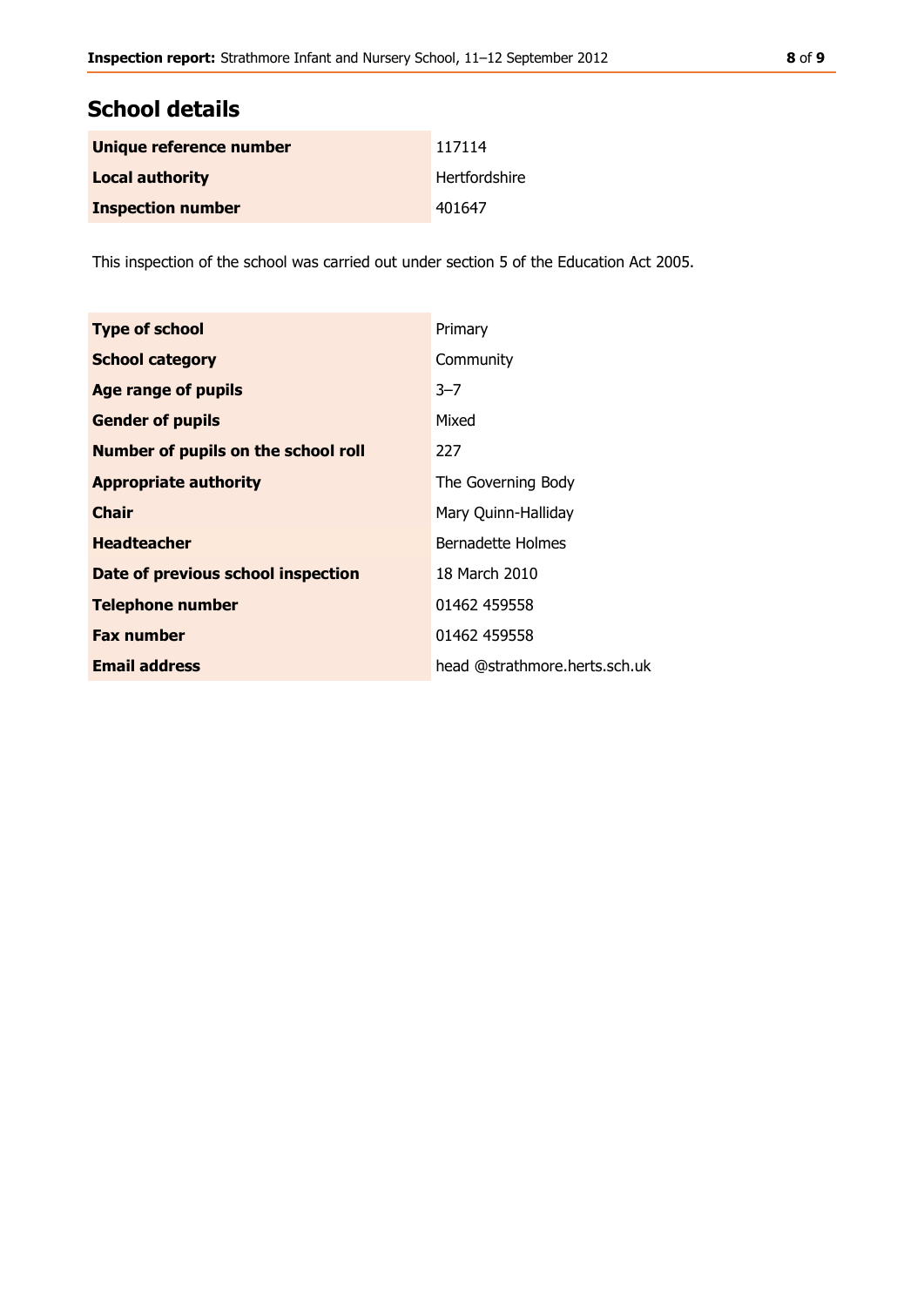## School details

| | |
|---|---|
| **Unique reference number** | 117114 |
| **Local authority** | Hertfordshire |
| **Inspection number** | 401647 |

This inspection of the school was carried out under section 5 of the Education Act 2005.

| | |
|---|---|
| **Type of school** | Primary |
| **School category** | Community |
| **Age range of pupils** | 3–7 |
| **Gender of pupils** | Mixed |
| **Number of pupils on the school roll** | 227 |
| **Appropriate authority** | The Governing Body |
| **Chair** | Mary Quinn-Halliday |
| **Headteacher** | Bernadette Holmes |
| **Date of previous school inspection** | 18 March 2010 |
| **Telephone number** | 01462 459558 |
| **Fax number** | 01462 459558 |
| **Email address** | head @strathmore.herts.sch.uk |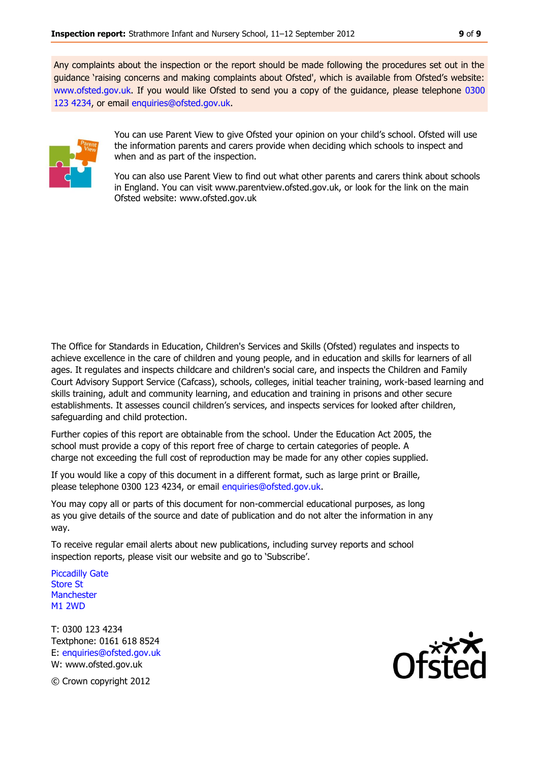Any complaints about the inspection or the report should be made following the procedures set out in the guidance 'raising concerns and making complaints about Ofsted', which is available from Ofsted's website: www.ofsted.gov.uk. If you would like Ofsted to send you a copy of the guidance, please telephone 0300 123 4234, or email enquiries@ofsted.gov.uk.

You can use Parent View to give Ofsted your opinion on your child's school. Ofsted will use the information parents and carers provide when deciding which schools to inspect and when and as part of the inspection.

You can also use Parent View to find out what other parents and carers think about schools in England. You can visit www.parentview.ofsted.gov.uk, or look for the link on the main Ofsted website: www.ofsted.gov.uk

The Office for Standards in Education, Children's Services and Skills (Ofsted) regulates and inspects to achieve excellence in the care of children and young people, and in education and skills for learners of all ages. It regulates and inspects childcare and children's social care, and inspects the Children and Family Court Advisory Support Service (Cafcass), schools, colleges, initial teacher training, work-based learning and skills training, adult and community learning, and education and training in prisons and other secure establishments. It assesses council children's services, and inspects services for looked after children, safeguarding and child protection.

Further copies of this report are obtainable from the school. Under the Education Act 2005, the school must provide a copy of this report free of charge to certain categories of people. A charge not exceeding the full cost of reproduction may be made for any other copies supplied.

If you would like a copy of this document in a different format, such as large print or Braille, please telephone 0300 123 4234, or email enquiries@ofsted.gov.uk.

You may copy all or parts of this document for non-commercial educational purposes, as long as you give details of the source and date of publication and do not alter the information in any way.

To receive regular email alerts about new publications, including survey reports and school inspection reports, please visit our website and go to 'Subscribe'.

Piccadilly Gate
Store St
Manchester
M1 2WD

T: 0300 123 4234
Textphone: 0161 618 8524
E: enquiries@ofsted.gov.uk
W: www.ofsted.gov.uk

© Crown copyright 2012